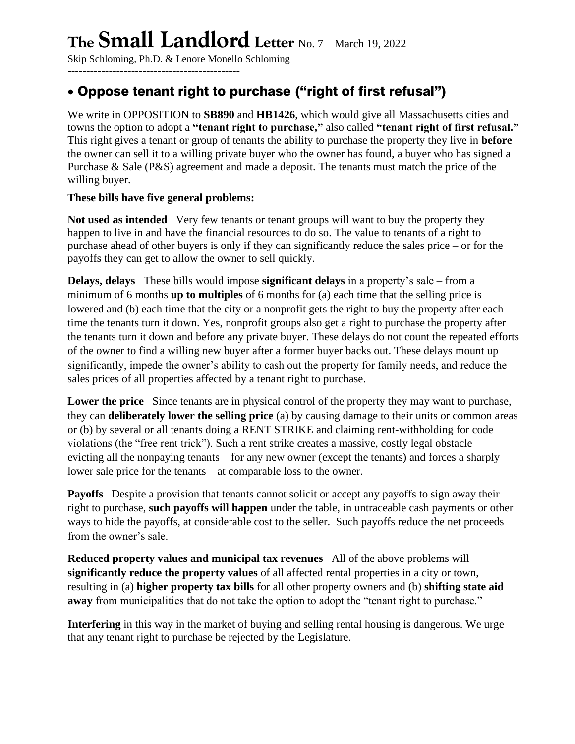# The Small Landlord Letter No. 7 March 19, 2022

Skip Schloming, Ph.D. & Lenore Monello Schloming

----------------------------------------------

## • Oppose tenant right to purchase ("right of first refusal")

We write in OPPOSITION to **SB890** and **HB1426**, which would give all Massachusetts cities and towns the option to adopt a **"tenant right to purchase,"** also called **"tenant right of first refusal."** This right gives a tenant or group of tenants the ability to purchase the property they live in **before** the owner can sell it to a willing private buyer who the owner has found, a buyer who has signed a Purchase & Sale (P&S) agreement and made a deposit. The tenants must match the price of the willing buyer.

**These bills have five general problems:**

**Not used as intended** Very few tenants or tenant groups will want to buy the property they happen to live in and have the financial resources to do so. The value to tenants of a right to purchase ahead of other buyers is only if they can significantly reduce the sales price – or for the payoffs they can get to allow the owner to sell quickly.

**Delays, delays** These bills would impose **significant delays** in a property's sale – from a minimum of 6 months **up to multiples** of 6 months for (a) each time that the selling price is lowered and (b) each time that the city or a nonprofit gets the right to buy the property after each time the tenants turn it down. Yes, nonprofit groups also get a right to purchase the property after the tenants turn it down and before any private buyer. These delays do not count the repeated efforts of the owner to find a willing new buyer after a former buyer backs out. These delays mount up significantly, impede the owner's ability to cash out the property for family needs, and reduce the sales prices of all properties affected by a tenant right to purchase.

**Lower the price** Since tenants are in physical control of the property they may want to purchase, they can **deliberately lower the selling price** (a) by causing damage to their units or common areas or (b) by several or all tenants doing a RENT STRIKE and claiming rent-withholding for code violations (the "free rent trick"). Such a rent strike creates a massive, costly legal obstacle – evicting all the nonpaying tenants – for any new owner (except the tenants) and forces a sharply lower sale price for the tenants – at comparable loss to the owner.

**Payoffs** Despite a provision that tenants cannot solicit or accept any payoffs to sign away their right to purchase, **such payoffs will happen** under the table, in untraceable cash payments or other ways to hide the payoffs, at considerable cost to the seller. Such payoffs reduce the net proceeds from the owner's sale.

**Reduced property values and municipal tax revenues** All of the above problems will **significantly reduce the property values** of all affected rental properties in a city or town, resulting in (a) **higher property tax bills** for all other property owners and (b) **shifting state aid away** from municipalities that do not take the option to adopt the "tenant right to purchase."

**Interfering** in this way in the market of buying and selling rental housing is dangerous. We urge that any tenant right to purchase be rejected by the Legislature.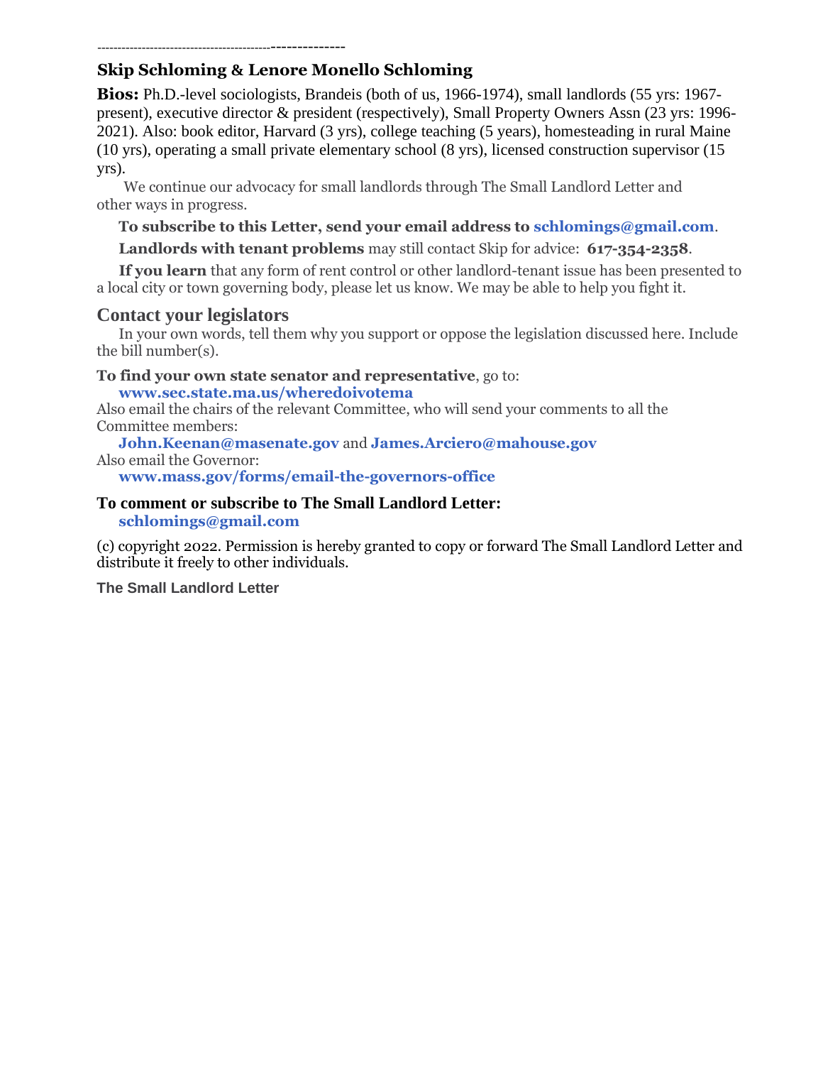---------------------------------------------------------

## Skip Schloming & Lenore Monello Schloming

**Bios:** Ph.D.-level sociologists, Brandeis (both of us, 1966-1974), small landlords (55 yrs: 1967-present), executive director & president (respectively), Small Property Owners Assn (23 yrs: 1996-2021). Also: book editor, Harvard (3 yrs), college teaching (5 years), homesteading in rural Maine (10 yrs), operating a small private elementary school (8 yrs), licensed construction supervisor (15 yrs).

We continue our advocacy for small landlords through The Small Landlord Letter and other ways in progress.

**To subscribe to this Letter, send your email address to schlomings@gmail.com**.

**Landlords with tenant problems** may still contact Skip for advice: **617-354-2358**.

**If you learn** that any form of rent control or other landlord-tenant issue has been presented to a local city or town governing body, please let us know. We may be able to help you fight it.

## Contact your legislators

In your own words, tell them why you support or oppose the legislation discussed here. Include the bill number(s).

**To find your own state senator and representative**, go to:
**www.sec.state.ma.us/wheredoivotema**
Also email the chairs of the relevant Committee, who will send your comments to all the Committee members:
**John.Keenan@masenate.gov** and **James.Arciero@mahouse.gov**
Also email the Governor:
**www.mass.gov/forms/email-the-governors-office**

**To comment or subscribe to The Small Landlord Letter:**
**schlomings@gmail.com**

(c) copyright 2022. Permission is hereby granted to copy or forward The Small Landlord Letter and distribute it freely to other individuals.

**The Small Landlord Letter**